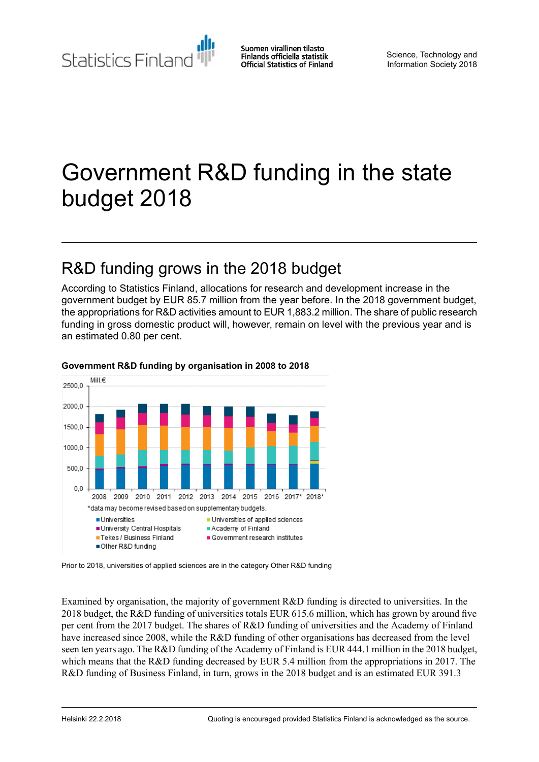Science, Technology and Information Society 2018

# Government R&D funding in the state budget 2018

## R&D funding grows in the 2018 budget

According to Statistics Finland, allocations for research and development increase in the government budget by EUR 85.7 million from the year before. In the 2018 government budget, the appropriations for R&D activities amount to EUR 1,883.2 million. The share of public research funding in gross domestic product will, however, remain on level with the previous year and is an estimated 0.80 per cent.

**Government R&D funding by organisation in 2008 to 2018**

*data may become revised based on supplementary budgets.

Prior to 2018, universities of applied sciences are in the category Other R&D funding

Examined by organisation, the majority of government R&D funding is directed to universities. In the 2018 budget, the R&D funding of universities totals EUR 615.6 million, which has grown by around five per cent from the 2017 budget. The shares of R&D funding of universities and the Academy of Finland have increased since 2008, while the R&D funding of other organisations has decreased from the level seen ten years ago. The R&D funding of the Academy of Finland is EUR 444.1 million in the 2018 budget, which means that the R&D funding decreased by EUR 5.4 million from the appropriations in 2017. The R&D funding of Business Finland, in turn, grows in the 2018 budget and is an estimated EUR 391.3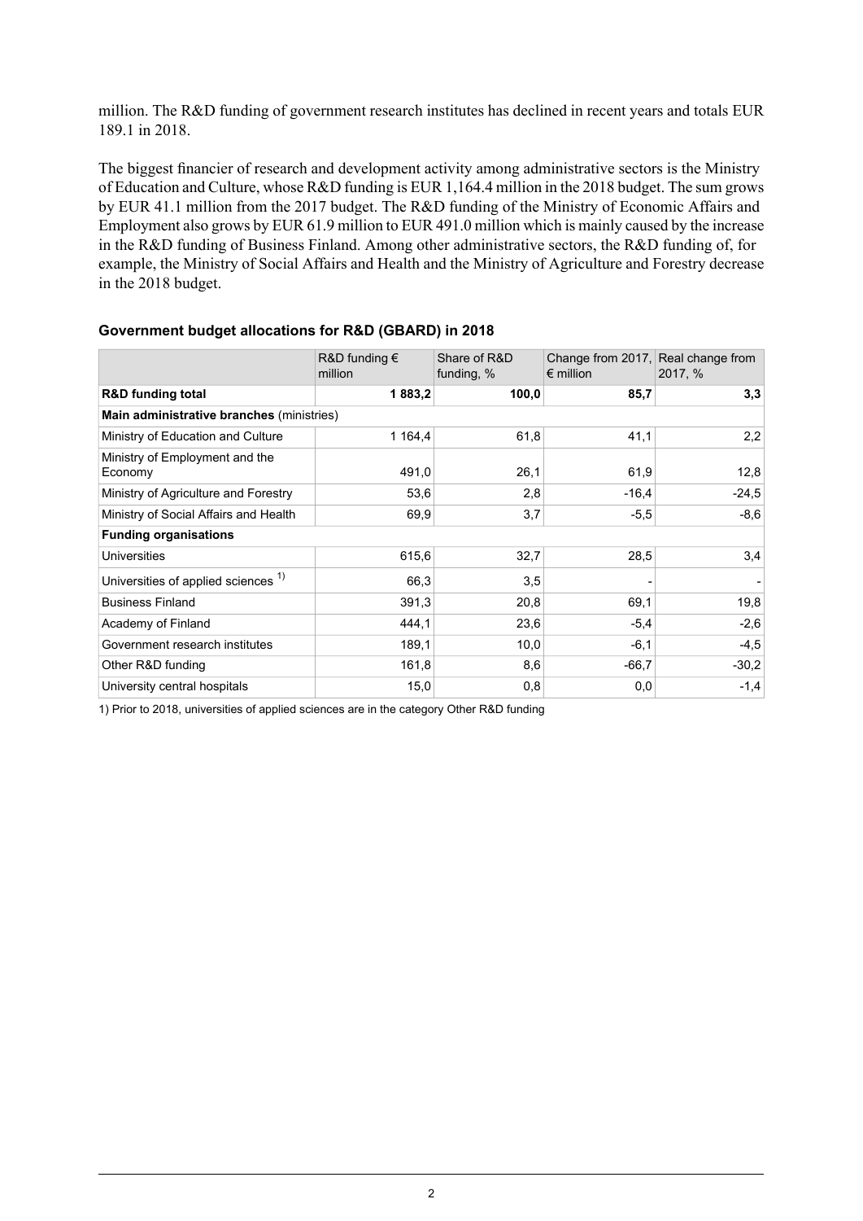million. The R&D funding of government research institutes has declined in recent years and totals EUR 189.1 in 2018.

The biggest financier of research and development activity among administrative sectors is the Ministry of Education and Culture, whose R&D funding is EUR 1,164.4 million in the 2018 budget. The sum grows by EUR 41.1 million from the 2017 budget. The R&D funding of the Ministry of Economic Affairs and Employment also grows by EUR 61.9 million to EUR 491.0 million which is mainly caused by the increase in the R&D funding of Business Finland. Among other administrative sectors, the R&D funding of, for example, the Ministry of Social Affairs and Health and the Ministry of Agriculture and Forestry decrease in the 2018 budget.

### Government budget allocations for R&D (GBARD) in 2018

| | R&D funding € million | Share of R&D funding, % | Change from 2017, € million | Real change from 2017, % |
|---|---|---|---|---|
| **R&D funding total** | **1 883,2** | **100,0** | **85,7** | **3,3** |
| **Main administrative branches** (ministries) | | | | |
| Ministry of Education and Culture | 1 164,4 | 61,8 | 41,1 | 2,2 |
| Ministry of Employment and the Economy | 491,0 | 26,1 | 61,9 | 12,8 |
| Ministry of Agriculture and Forestry | 53,6 | 2,8 | -16,4 | -24,5 |
| Ministry of Social Affairs and Health | 69,9 | 3,7 | -5,5 | -8,6 |
| **Funding organisations** | | | | |
| Universities | 615,6 | 32,7 | 28,5 | 3,4 |
| Universities of applied sciences [1)] | 66,3 | 3,5 | - | - |
| Business Finland | 391,3 | 20,8 | 69,1 | 19,8 |
| Academy of Finland | 444,1 | 23,6 | -5,4 | -2,6 |
| Government research institutes | 189,1 | 10,0 | -6,1 | -4,5 |
| Other R&D funding | 161,8 | 8,6 | -66,7 | -30,2 |
| University central hospitals | 15,0 | 0,8 | 0,0 | -1,4 |

1) Prior to 2018, universities of applied sciences are in the category Other R&D funding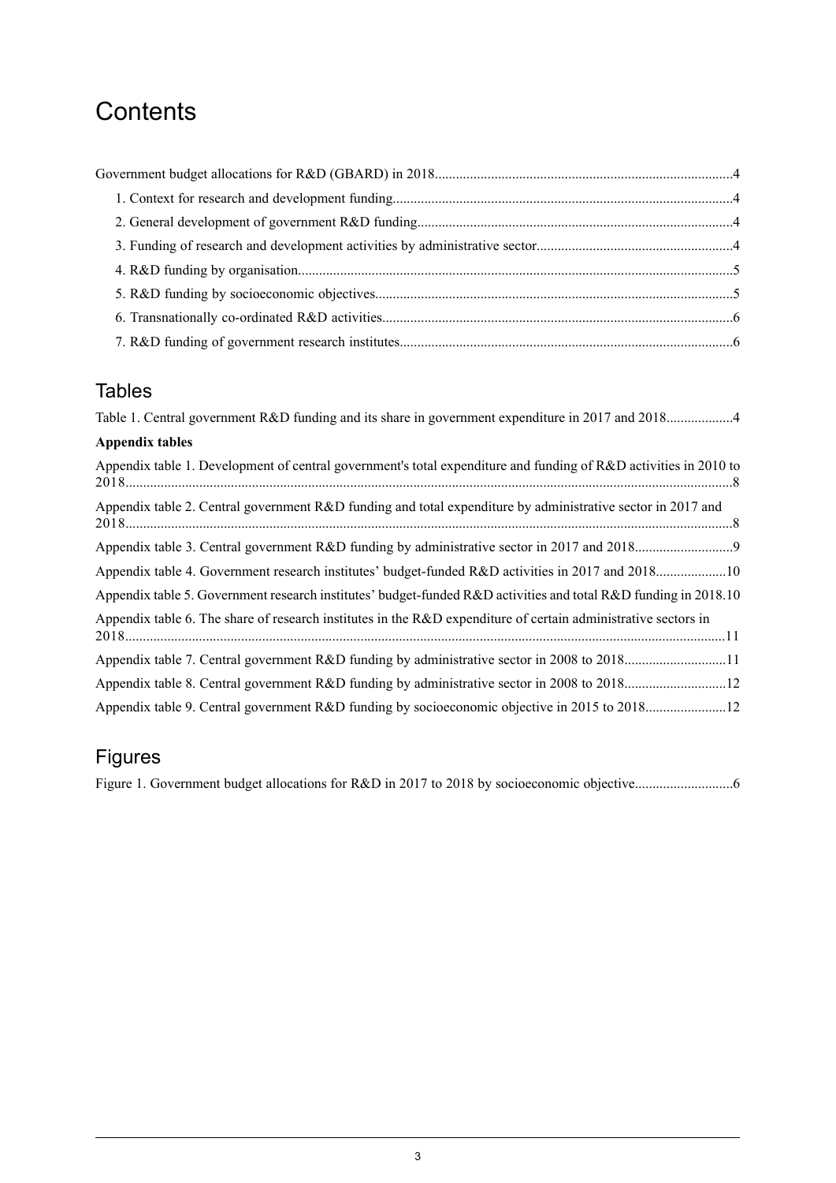# Contents

Government budget allocations for R&D (GBARD) in 2018....................................................................................4

1. Context for research and development funding................................................................................................4
2. General development of government R&D funding.........................................................................................4
3. Funding of research and development activities by administrative sector.......................................................4
4. R&D funding by organisation...........................................................................................................................5
5. R&D funding by socioeconomic objectives.....................................................................................................5
6. Transnationally co-ordinated R&D activities...................................................................................................6
7. R&D funding of government research institutes..............................................................................................6

## Tables

Table 1. Central government R&D funding and its share in government expenditure in 2017 and 2018..................4

**Appendix tables**

Appendix table 1. Development of central government's total expenditure and funding of R&D activities in 2010 to 2018..........................................................................................................................................................8

Appendix table 2. Central government R&D funding and total expenditure by administrative sector in 2017 and 2018..........................................................................................................................................................8

Appendix table 3. Central government R&D funding by administrative sector in 2017 and 2018............................9

Appendix table 4. Government research institutes' budget-funded R&D activities in 2017 and 2018....................10

Appendix table 5. Government research institutes' budget-funded R&D activities and total R&D funding in 2018.10

Appendix table 6. The share of research institutes in the R&D expenditure of certain administrative sectors in 2018........................................................................................................................................................11

Appendix table 7. Central government R&D funding by administrative sector in 2008 to 2018.............................11

Appendix table 8. Central government R&D funding by administrative sector in 2008 to 2018.............................12

Appendix table 9. Central government R&D funding by socioeconomic objective in 2015 to 2018.......................12

## Figures

Figure 1. Government budget allocations for R&D in 2017 to 2018 by socioeconomic objective............................6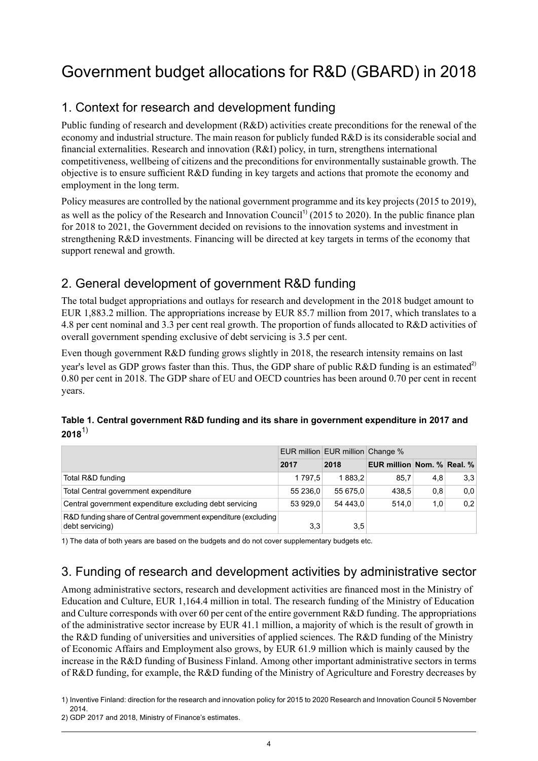# Government budget allocations for R&D (GBARD) in 2018

## 1. Context for research and development funding

Public funding of research and development (R&D) activities create preconditions for the renewal of the economy and industrial structure. The main reason for publicly funded R&D is its considerable social and financial externalities. Research and innovation (R&I) policy, in turn, strengthens international competitiveness, wellbeing of citizens and the preconditions for environmentally sustainable growth. The objective is to ensure sufficient R&D funding in key targets and actions that promote the economy and employment in the long term.

Policy measures are controlled by the national government programme and its key projects (2015 to 2019), as well as the policy of the Research and Innovation Council[1] (2015 to 2020). In the public finance plan for 2018 to 2021, the Government decided on revisions to the innovation systems and investment in strengthening R&D investments. Financing will be directed at key targets in terms of the economy that support renewal and growth.

## 2. General development of government R&D funding

The total budget appropriations and outlays for research and development in the 2018 budget amount to EUR 1,883.2 million. The appropriations increase by EUR 85.7 million from 2017, which translates to a 4.8 per cent nominal and 3.3 per cent real growth. The proportion of funds allocated to R&D activities of overall government spending exclusive of debt servicing is 3.5 per cent.

Even though government R&D funding grows slightly in 2018, the research intensity remains on last year's level as GDP grows faster than this. Thus, the GDP share of public R&D funding is an estimated[2] 0.80 per cent in 2018. The GDP share of EU and OECD countries has been around 0.70 per cent in recent years.

**Table 1. Central government R&D funding and its share in government expenditure in 2017 and 2018**[1]

| | EUR million | EUR million | Change % | | |
|---|---|---|---|---|---|
| | **2017** | **2018** | **EUR million** | **Nom. %** | **Real. %** |
| Total R&D funding | 1 797,5 | 1 883,2 | 85,7 | 4,8 | 3,3 |
| Total Central government expenditure | 55 236,0 | 55 675,0 | 438,5 | 0,8 | 0,0 |
| Central government expenditure excluding debt servicing | 53 929,0 | 54 443,0 | 514,0 | 1,0 | 0,2 |
| R&D funding share of Central government expenditure (excluding debt servicing) | 3,3 | 3,5 | | | |

1) The data of both years are based on the budgets and do not cover supplementary budgets etc.

## 3. Funding of research and development activities by administrative sector

Among administrative sectors, research and development activities are financed most in the Ministry of Education and Culture, EUR 1,164.4 million in total. The research funding of the Ministry of Education and Culture corresponds with over 60 per cent of the entire government R&D funding. The appropriations of the administrative sector increase by EUR 41.1 million, a majority of which is the result of growth in the R&D funding of universities and universities of applied sciences. The R&D funding of the Ministry of Economic Affairs and Employment also grows, by EUR 61.9 million which is mainly caused by the increase in the R&D funding of Business Finland. Among other important administrative sectors in terms of R&D funding, for example, the R&D funding of the Ministry of Agriculture and Forestry decreases by

1) Inventive Finland: direction for the research and innovation policy for 2015 to 2020 Research and Innovation Council 5 November 2014.

2) GDP 2017 and 2018, Ministry of Finance's estimates.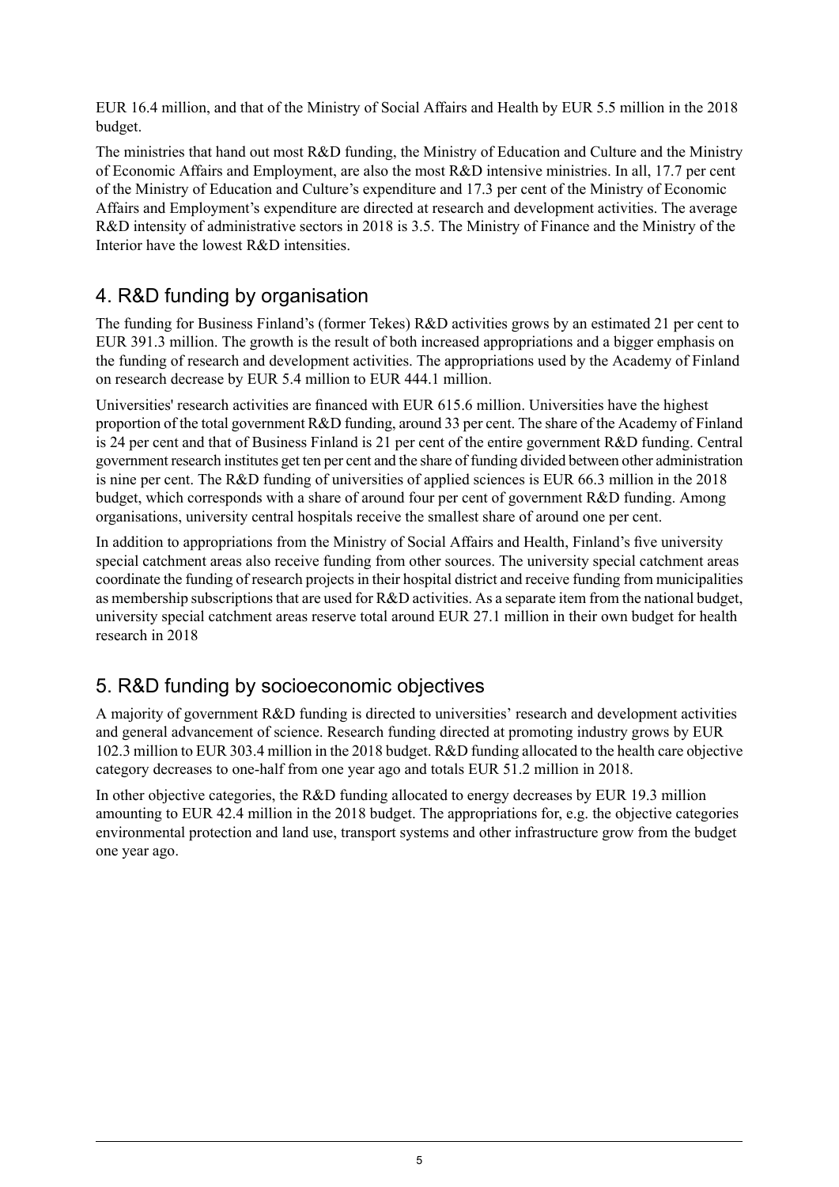EUR 16.4 million, and that of the Ministry of Social Affairs and Health by EUR 5.5 million in the 2018 budget.

The ministries that hand out most R&D funding, the Ministry of Education and Culture and the Ministry of Economic Affairs and Employment, are also the most R&D intensive ministries. In all, 17.7 per cent of the Ministry of Education and Culture's expenditure and 17.3 per cent of the Ministry of Economic Affairs and Employment's expenditure are directed at research and development activities. The average R&D intensity of administrative sectors in 2018 is 3.5. The Ministry of Finance and the Ministry of the Interior have the lowest R&D intensities.

## 4. R&D funding by organisation

The funding for Business Finland's (former Tekes) R&D activities grows by an estimated 21 per cent to EUR 391.3 million. The growth is the result of both increased appropriations and a bigger emphasis on the funding of research and development activities. The appropriations used by the Academy of Finland on research decrease by EUR 5.4 million to EUR 444.1 million.

Universities' research activities are financed with EUR 615.6 million. Universities have the highest proportion of the total government R&D funding, around 33 per cent. The share of the Academy of Finland is 24 per cent and that of Business Finland is 21 per cent of the entire government R&D funding. Central government research institutes get ten per cent and the share of funding divided between other administration is nine per cent. The R&D funding of universities of applied sciences is EUR 66.3 million in the 2018 budget, which corresponds with a share of around four per cent of government R&D funding. Among organisations, university central hospitals receive the smallest share of around one per cent.

In addition to appropriations from the Ministry of Social Affairs and Health, Finland's five university special catchment areas also receive funding from other sources. The university special catchment areas coordinate the funding of research projects in their hospital district and receive funding from municipalities as membership subscriptions that are used for R&D activities. As a separate item from the national budget, university special catchment areas reserve total around EUR 27.1 million in their own budget for health research in 2018

## 5. R&D funding by socioeconomic objectives

A majority of government R&D funding is directed to universities' research and development activities and general advancement of science. Research funding directed at promoting industry grows by EUR 102.3 million to EUR 303.4 million in the 2018 budget. R&D funding allocated to the health care objective category decreases to one-half from one year ago and totals EUR 51.2 million in 2018.

In other objective categories, the R&D funding allocated to energy decreases by EUR 19.3 million amounting to EUR 42.4 million in the 2018 budget. The appropriations for, e.g. the objective categories environmental protection and land use, transport systems and other infrastructure grow from the budget one year ago.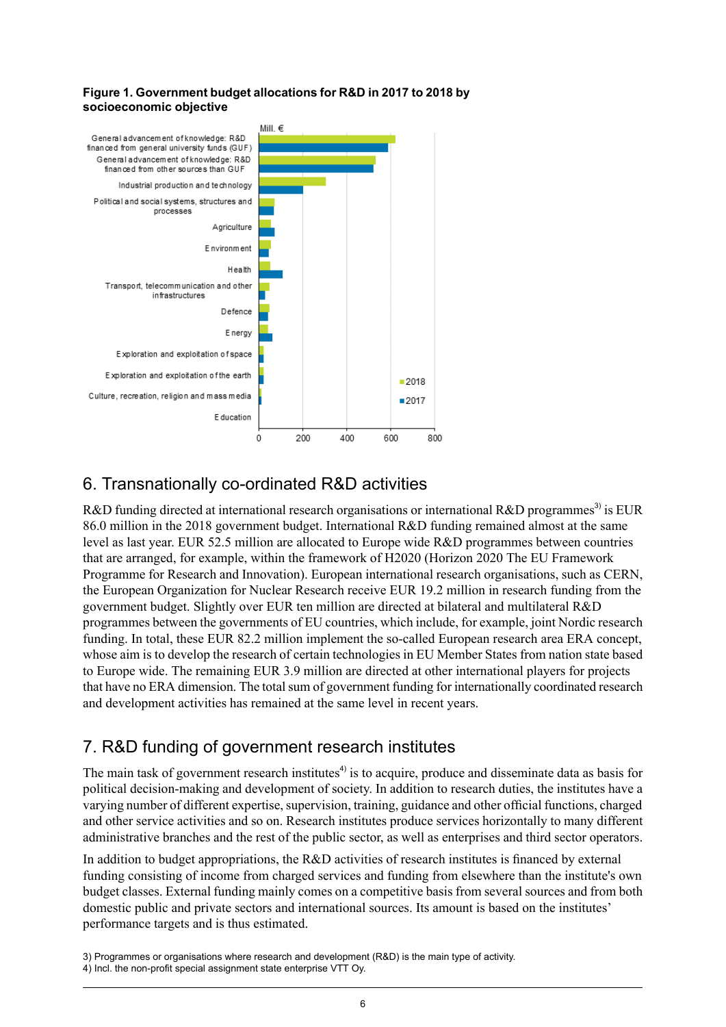**Figure 1. Government budget allocations for R&D in 2017 to 2018 by socioeconomic objective**

## 6. Transnationally co-ordinated R&D activities

R&D funding directed at international research organisations or international R&D programmes[3] is EUR 86.0 million in the 2018 government budget. International R&D funding remained almost at the same level as last year. EUR 52.5 million are allocated to Europe wide R&D programmes between countries that are arranged, for example, within the framework of H2020 (Horizon 2020 The EU Framework Programme for Research and Innovation). European international research organisations, such as CERN, the European Organization for Nuclear Research receive EUR 19.2 million in research funding from the government budget. Slightly over EUR ten million are directed at bilateral and multilateral R&D programmes between the governments of EU countries, which include, for example, joint Nordic research funding. In total, these EUR 82.2 million implement the so-called European research area ERA concept, whose aim is to develop the research of certain technologies in EU Member States from nation state based to Europe wide. The remaining EUR 3.9 million are directed at other international players for projects that have no ERA dimension. The total sum of government funding for internationally coordinated research and development activities has remained at the same level in recent years.

## 7. R&D funding of government research institutes

The main task of government research institutes[4] is to acquire, produce and disseminate data as basis for political decision-making and development of society. In addition to research duties, the institutes have a varying number of different expertise, supervision, training, guidance and other official functions, charged and other service activities and so on. Research institutes produce services horizontally to many different administrative branches and the rest of the public sector, as well as enterprises and third sector operators.

In addition to budget appropriations, the R&D activities of research institutes is financed by external funding consisting of income from charged services and funding from elsewhere than the institute's own budget classes. External funding mainly comes on a competitive basis from several sources and from both domestic public and private sectors and international sources. Its amount is based on the institutes' performance targets and is thus estimated.

3) Programmes or organisations where research and development (R&D) is the main type of activity.
4) Incl. the non-profit special assignment state enterprise VTT Oy.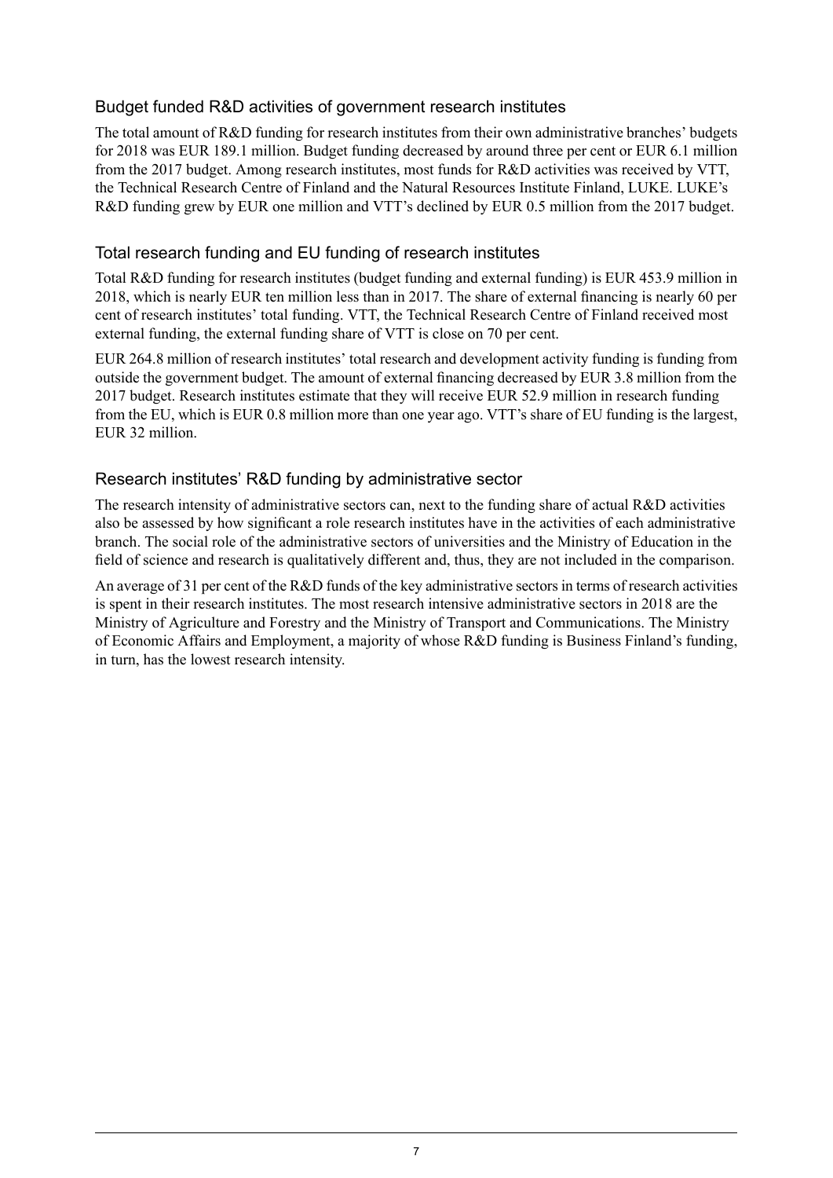## Budget funded R&D activities of government research institutes

The total amount of R&D funding for research institutes from their own administrative branches' budgets for 2018 was EUR 189.1 million. Budget funding decreased by around three per cent or EUR 6.1 million from the 2017 budget. Among research institutes, most funds for R&D activities was received by VTT, the Technical Research Centre of Finland and the Natural Resources Institute Finland, LUKE. LUKE's R&D funding grew by EUR one million and VTT's declined by EUR 0.5 million from the 2017 budget.

## Total research funding and EU funding of research institutes

Total R&D funding for research institutes (budget funding and external funding) is EUR 453.9 million in 2018, which is nearly EUR ten million less than in 2017. The share of external financing is nearly 60 per cent of research institutes' total funding. VTT, the Technical Research Centre of Finland received most external funding, the external funding share of VTT is close on 70 per cent.

EUR 264.8 million of research institutes' total research and development activity funding is funding from outside the government budget. The amount of external financing decreased by EUR 3.8 million from the 2017 budget. Research institutes estimate that they will receive EUR 52.9 million in research funding from the EU, which is EUR 0.8 million more than one year ago. VTT's share of EU funding is the largest, EUR 32 million.

## Research institutes' R&D funding by administrative sector

The research intensity of administrative sectors can, next to the funding share of actual R&D activities also be assessed by how significant a role research institutes have in the activities of each administrative branch. The social role of the administrative sectors of universities and the Ministry of Education in the field of science and research is qualitatively different and, thus, they are not included in the comparison.

An average of 31 per cent of the R&D funds of the key administrative sectors in terms of research activities is spent in their research institutes. The most research intensive administrative sectors in 2018 are the Ministry of Agriculture and Forestry and the Ministry of Transport and Communications. The Ministry of Economic Affairs and Employment, a majority of whose R&D funding is Business Finland's funding, in turn, has the lowest research intensity.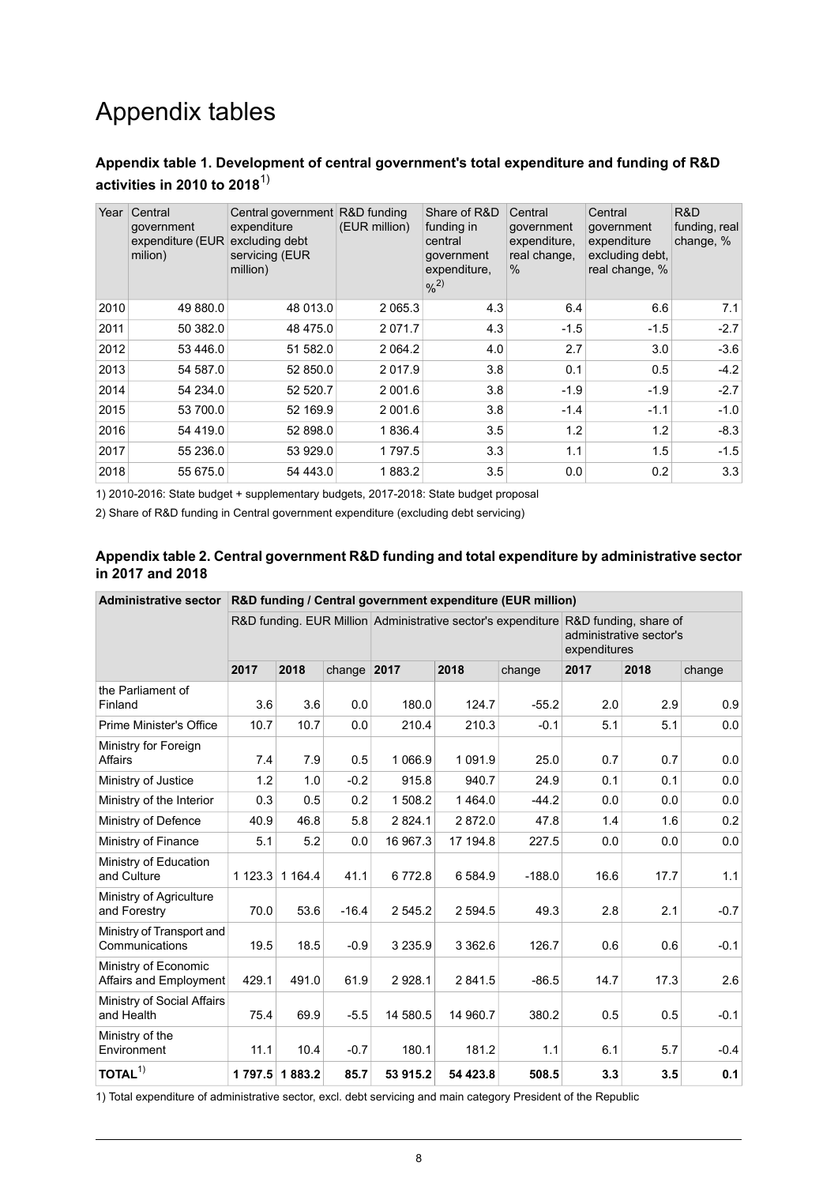# Appendix tables

### Appendix table 1. Development of central government's total expenditure and funding of R&D activities in 2010 to 2018[1)]

| Year | Central government expenditure (EUR milion) | Central government expenditure excluding debt servicing (EUR million) | R&D funding (EUR million) | Share of R&D funding in central government expenditure, %[2)] | Central government expenditure, real change, % | Central government expenditure excluding debt, real change, % | R&D funding, real change, % |
|---|---|---|---|---|---|---|---|
| 2010 | 49 880.0 | 48 013.0 | 2 065.3 | 4.3 | 6.4 | 6.6 | 7.1 |
| 2011 | 50 382.0 | 48 475.0 | 2 071.7 | 4.3 | -1.5 | -1.5 | -2.7 |
| 2012 | 53 446.0 | 51 582.0 | 2 064.2 | 4.0 | 2.7 | 3.0 | -3.6 |
| 2013 | 54 587.0 | 52 850.0 | 2 017.9 | 3.8 | 0.1 | 0.5 | -4.2 |
| 2014 | 54 234.0 | 52 520.7 | 2 001.6 | 3.8 | -1.9 | -1.9 | -2.7 |
| 2015 | 53 700.0 | 52 169.9 | 2 001.6 | 3.8 | -1.4 | -1.1 | -1.0 |
| 2016 | 54 419.0 | 52 898.0 | 1 836.4 | 3.5 | 1.2 | 1.2 | -8.3 |
| 2017 | 55 236.0 | 53 929.0 | 1 797.5 | 3.3 | 1.1 | 1.5 | -1.5 |
| 2018 | 55 675.0 | 54 443.0 | 1 883.2 | 3.5 | 0.0 | 0.2 | 3.3 |

1) 2010-2016: State budget + supplementary budgets, 2017-2018: State budget proposal

2) Share of R&D funding in Central government expenditure (excluding debt servicing)

### Appendix table 2. Central government R&D funding and total expenditure by administrative sector in 2017 and 2018

| Administrative sector | R&D funding / Central government expenditure (EUR million) | | | | | | | | |
|---|---|---|---|---|---|---|---|---|---|
| | R&D funding. EUR Million | | | Administrative sector's expenditure | | | R&D funding, share of administrative sector's expenditures | | |
| | 2017 | 2018 | change | 2017 | 2018 | change | 2017 | 2018 | change |
| the Parliament of Finland | 3.6 | 3.6 | 0.0 | 180.0 | 124.7 | -55.2 | 2.0 | 2.9 | 0.9 |
| Prime Minister's Office | 10.7 | 10.7 | 0.0 | 210.4 | 210.3 | -0.1 | 5.1 | 5.1 | 0.0 |
| Ministry for Foreign Affairs | 7.4 | 7.9 | 0.5 | 1 066.9 | 1 091.9 | 25.0 | 0.7 | 0.7 | 0.0 |
| Ministry of Justice | 1.2 | 1.0 | -0.2 | 915.8 | 940.7 | 24.9 | 0.1 | 0.1 | 0.0 |
| Ministry of the Interior | 0.3 | 0.5 | 0.2 | 1 508.2 | 1 464.0 | -44.2 | 0.0 | 0.0 | 0.0 |
| Ministry of Defence | 40.9 | 46.8 | 5.8 | 2 824.1 | 2 872.0 | 47.8 | 1.4 | 1.6 | 0.2 |
| Ministry of Finance | 5.1 | 5.2 | 0.0 | 16 967.3 | 17 194.8 | 227.5 | 0.0 | 0.0 | 0.0 |
| Ministry of Education and Culture | 1 123.3 | 1 164.4 | 41.1 | 6 772.8 | 6 584.9 | -188.0 | 16.6 | 17.7 | 1.1 |
| Ministry of Agriculture and Forestry | 70.0 | 53.6 | -16.4 | 2 545.2 | 2 594.5 | 49.3 | 2.8 | 2.1 | -0.7 |
| Ministry of Transport and Communications | 19.5 | 18.5 | -0.9 | 3 235.9 | 3 362.6 | 126.7 | 0.6 | 0.6 | -0.1 |
| Ministry of Economic Affairs and Employment | 429.1 | 491.0 | 61.9 | 2 928.1 | 2 841.5 | -86.5 | 14.7 | 17.3 | 2.6 |
| Ministry of Social Affairs and Health | 75.4 | 69.9 | -5.5 | 14 580.5 | 14 960.7 | 380.2 | 0.5 | 0.5 | -0.1 |
| Ministry of the Environment | 11.1 | 10.4 | -0.7 | 180.1 | 181.2 | 1.1 | 6.1 | 5.7 | -0.4 |
| **TOTAL[1)]** | **1 797.5** | **1 883.2** | **85.7** | **53 915.2** | **54 423.8** | **508.5** | **3.3** | **3.5** | **0.1** |

1) Total expenditure of administrative sector, excl. debt servicing and main category President of the Republic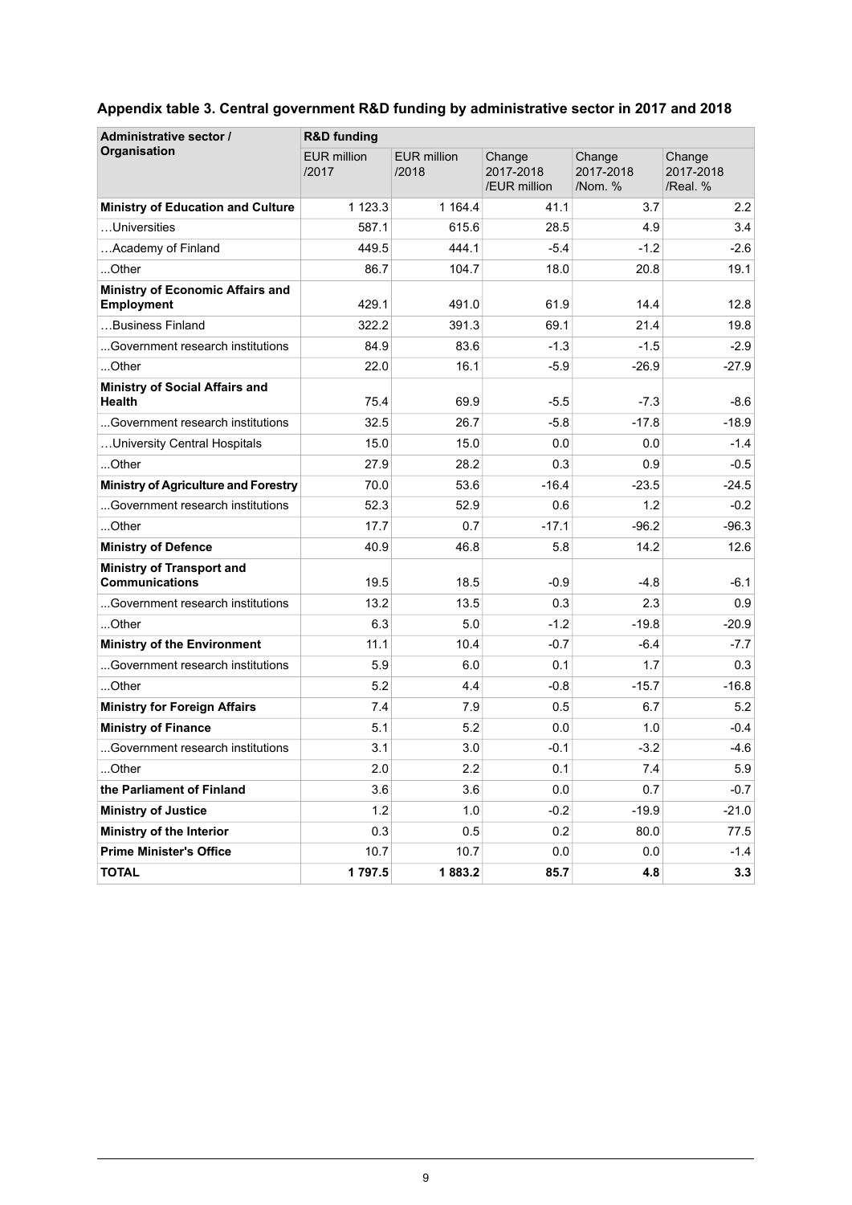### Appendix table 3. Central government R&D funding by administrative sector in 2017 and 2018

| Administrative sector / Organisation | R&D funding | | | | |
|---|---|---|---|---|---|
| | EUR million /2017 | EUR million /2018 | Change 2017-2018 /EUR million | Change 2017-2018 /Nom. % | Change 2017-2018 /Real. % |
| **Ministry of Education and Culture** | 1 123.3 | 1 164.4 | 41.1 | 3.7 | 2.2 |
| …Universities | 587.1 | 615.6 | 28.5 | 4.9 | 3.4 |
| …Academy of Finland | 449.5 | 444.1 | -5.4 | -1.2 | -2.6 |
| ...Other | 86.7 | 104.7 | 18.0 | 20.8 | 19.1 |
| **Ministry of Economic Affairs and Employment** | 429.1 | 491.0 | 61.9 | 14.4 | 12.8 |
| …Business Finland | 322.2 | 391.3 | 69.1 | 21.4 | 19.8 |
| ...Government research institutions | 84.9 | 83.6 | -1.3 | -1.5 | -2.9 |
| ...Other | 22.0 | 16.1 | -5.9 | -26.9 | -27.9 |
| **Ministry of Social Affairs and Health** | 75.4 | 69.9 | -5.5 | -7.3 | -8.6 |
| ...Government research institutions | 32.5 | 26.7 | -5.8 | -17.8 | -18.9 |
| …University Central Hospitals | 15.0 | 15.0 | 0.0 | 0.0 | -1.4 |
| ...Other | 27.9 | 28.2 | 0.3 | 0.9 | -0.5 |
| **Ministry of Agriculture and Forestry** | 70.0 | 53.6 | -16.4 | -23.5 | -24.5 |
| ...Government research institutions | 52.3 | 52.9 | 0.6 | 1.2 | -0.2 |
| ...Other | 17.7 | 0.7 | -17.1 | -96.2 | -96.3 |
| **Ministry of Defence** | 40.9 | 46.8 | 5.8 | 14.2 | 12.6 |
| **Ministry of Transport and Communications** | 19.5 | 18.5 | -0.9 | -4.8 | -6.1 |
| ...Government research institutions | 13.2 | 13.5 | 0.3 | 2.3 | 0.9 |
| ...Other | 6.3 | 5.0 | -1.2 | -19.8 | -20.9 |
| **Ministry of the Environment** | 11.1 | 10.4 | -0.7 | -6.4 | -7.7 |
| ...Government research institutions | 5.9 | 6.0 | 0.1 | 1.7 | 0.3 |
| ...Other | 5.2 | 4.4 | -0.8 | -15.7 | -16.8 |
| **Ministry for Foreign Affairs** | 7.4 | 7.9 | 0.5 | 6.7 | 5.2 |
| **Ministry of Finance** | 5.1 | 5.2 | 0.0 | 1.0 | -0.4 |
| ...Government research institutions | 3.1 | 3.0 | -0.1 | -3.2 | -4.6 |
| ...Other | 2.0 | 2.2 | 0.1 | 7.4 | 5.9 |
| **the Parliament of Finland** | 3.6 | 3.6 | 0.0 | 0.7 | -0.7 |
| **Ministry of Justice** | 1.2 | 1.0 | -0.2 | -19.9 | -21.0 |
| **Ministry of the Interior** | 0.3 | 0.5 | 0.2 | 80.0 | 77.5 |
| **Prime Minister's Office** | 10.7 | 10.7 | 0.0 | 0.0 | -1.4 |
| **TOTAL** | **1 797.5** | **1 883.2** | **85.7** | **4.8** | **3.3** |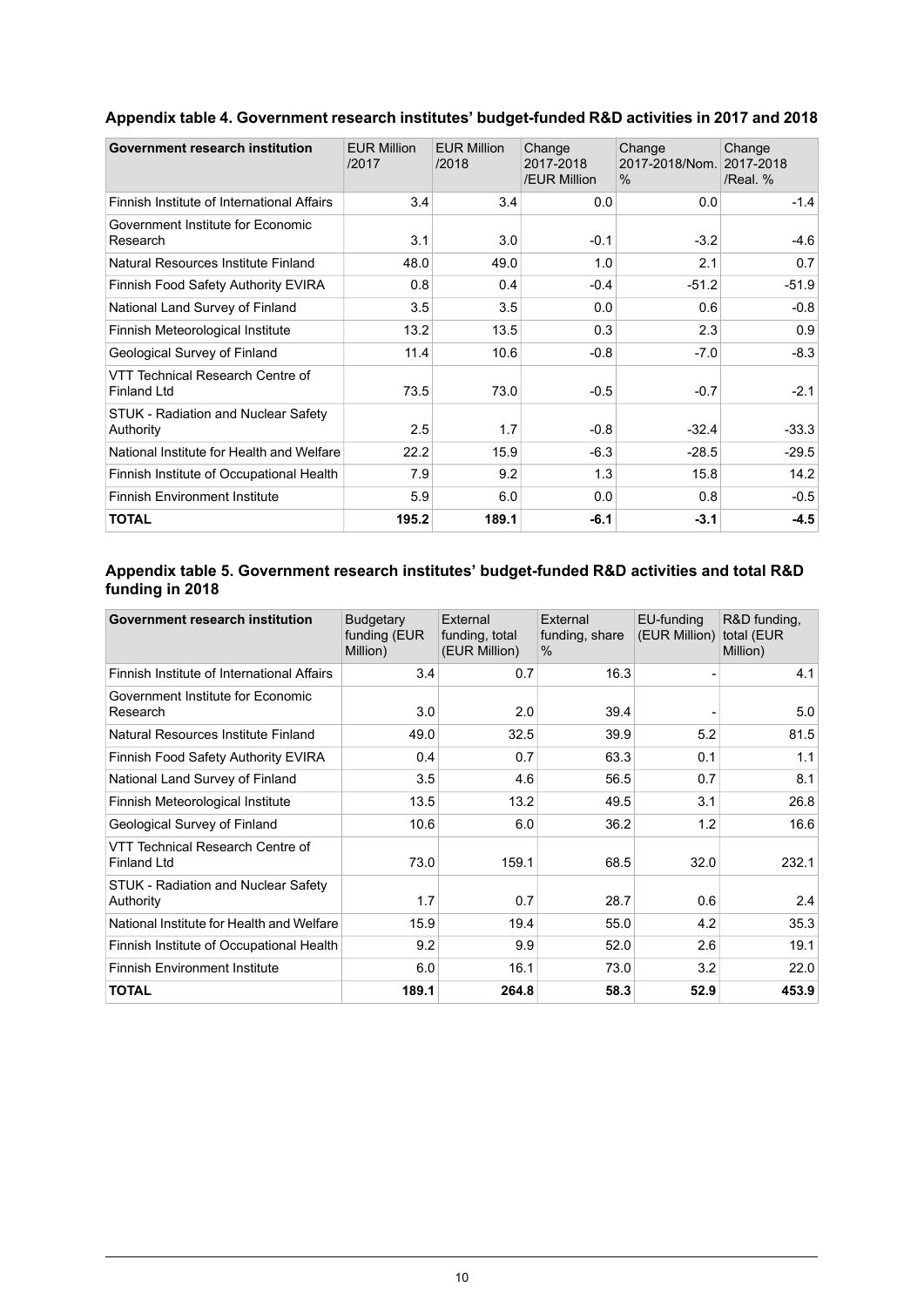### Appendix table 4. Government research institutes' budget-funded R&D activities in 2017 and 2018

| Government research institution | EUR Million /2017 | EUR Million /2018 | Change 2017-2018 /EUR Million | Change 2017-2018/Nom. % | Change 2017-2018 /Real. % |
|---|---|---|---|---|---|
| Finnish Institute of International Affairs | 3.4 | 3.4 | 0.0 | 0.0 | -1.4 |
| Government Institute for Economic Research | 3.1 | 3.0 | -0.1 | -3.2 | -4.6 |
| Natural Resources Institute Finland | 48.0 | 49.0 | 1.0 | 2.1 | 0.7 |
| Finnish Food Safety Authority EVIRA | 0.8 | 0.4 | -0.4 | -51.2 | -51.9 |
| National Land Survey of Finland | 3.5 | 3.5 | 0.0 | 0.6 | -0.8 |
| Finnish Meteorological Institute | 13.2 | 13.5 | 0.3 | 2.3 | 0.9 |
| Geological Survey of Finland | 11.4 | 10.6 | -0.8 | -7.0 | -8.3 |
| VTT Technical Research Centre of Finland Ltd | 73.5 | 73.0 | -0.5 | -0.7 | -2.1 |
| STUK - Radiation and Nuclear Safety Authority | 2.5 | 1.7 | -0.8 | -32.4 | -33.3 |
| National Institute for Health and Welfare | 22.2 | 15.9 | -6.3 | -28.5 | -29.5 |
| Finnish Institute of Occupational Health | 7.9 | 9.2 | 1.3 | 15.8 | 14.2 |
| Finnish Environment Institute | 5.9 | 6.0 | 0.0 | 0.8 | -0.5 |
| **TOTAL** | **195.2** | **189.1** | **-6.1** | **-3.1** | **-4.5** |

### Appendix table 5. Government research institutes' budget-funded R&D activities and total R&D funding in 2018

| Government research institution | Budgetary funding (EUR Million) | External funding, total (EUR Million) | External funding, share % | EU-funding (EUR Million) | R&D funding, total (EUR Million) |
|---|---|---|---|---|---|
| Finnish Institute of International Affairs | 3.4 | 0.7 | 16.3 | - | 4.1 |
| Government Institute for Economic Research | 3.0 | 2.0 | 39.4 | - | 5.0 |
| Natural Resources Institute Finland | 49.0 | 32.5 | 39.9 | 5.2 | 81.5 |
| Finnish Food Safety Authority EVIRA | 0.4 | 0.7 | 63.3 | 0.1 | 1.1 |
| National Land Survey of Finland | 3.5 | 4.6 | 56.5 | 0.7 | 8.1 |
| Finnish Meteorological Institute | 13.5 | 13.2 | 49.5 | 3.1 | 26.8 |
| Geological Survey of Finland | 10.6 | 6.0 | 36.2 | 1.2 | 16.6 |
| VTT Technical Research Centre of Finland Ltd | 73.0 | 159.1 | 68.5 | 32.0 | 232.1 |
| STUK - Radiation and Nuclear Safety Authority | 1.7 | 0.7 | 28.7 | 0.6 | 2.4 |
| National Institute for Health and Welfare | 15.9 | 19.4 | 55.0 | 4.2 | 35.3 |
| Finnish Institute of Occupational Health | 9.2 | 9.9 | 52.0 | 2.6 | 19.1 |
| Finnish Environment Institute | 6.0 | 16.1 | 73.0 | 3.2 | 22.0 |
| **TOTAL** | **189.1** | **264.8** | **58.3** | **52.9** | **453.9** |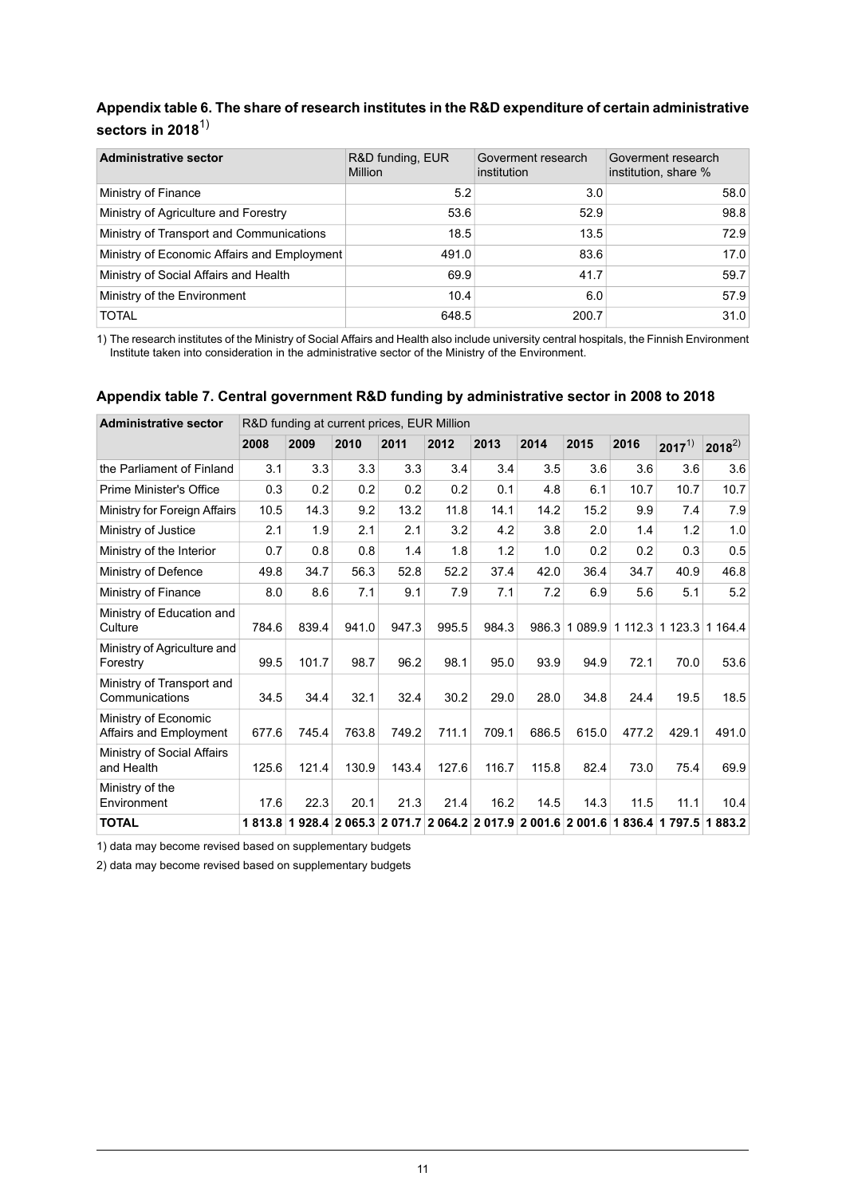## Appendix table 6. The share of research institutes in the R&D expenditure of certain administrative sectors in 2018[1)]

| Administrative sector | R&D funding, EUR Million | Goverment research institution | Goverment research institution, share % |
|---|---|---|---|
| Ministry of Finance | 5.2 | 3.0 | 58.0 |
| Ministry of Agriculture and Forestry | 53.6 | 52.9 | 98.8 |
| Ministry of Transport and Communications | 18.5 | 13.5 | 72.9 |
| Ministry of Economic Affairs and Employment | 491.0 | 83.6 | 17.0 |
| Ministry of Social Affairs and Health | 69.9 | 41.7 | 59.7 |
| Ministry of the Environment | 10.4 | 6.0 | 57.9 |
| TOTAL | 648.5 | 200.7 | 31.0 |

1) The research institutes of the Ministry of Social Affairs and Health also include university central hospitals, the Finnish Environment Institute taken into consideration in the administrative sector of the Ministry of the Environment.

## Appendix table 7. Central government R&D funding by administrative sector in 2008 to 2018

| Administrative sector | R&D funding at current prices, EUR Million | | | | | | | | | | |
|---|---|---|---|---|---|---|---|---|---|---|---|
| | 2008 | 2009 | 2010 | 2011 | 2012 | 2013 | 2014 | 2015 | 2016 | 2017[1)] | 2018[2)] |
| the Parliament of Finland | 3.1 | 3.3 | 3.3 | 3.3 | 3.4 | 3.4 | 3.5 | 3.6 | 3.6 | 3.6 | 3.6 |
| Prime Minister's Office | 0.3 | 0.2 | 0.2 | 0.2 | 0.2 | 0.1 | 4.8 | 6.1 | 10.7 | 10.7 | 10.7 |
| Ministry for Foreign Affairs | 10.5 | 14.3 | 9.2 | 13.2 | 11.8 | 14.1 | 14.2 | 15.2 | 9.9 | 7.4 | 7.9 |
| Ministry of Justice | 2.1 | 1.9 | 2.1 | 2.1 | 3.2 | 4.2 | 3.8 | 2.0 | 1.4 | 1.2 | 1.0 |
| Ministry of the Interior | 0.7 | 0.8 | 0.8 | 1.4 | 1.8 | 1.2 | 1.0 | 0.2 | 0.2 | 0.3 | 0.5 |
| Ministry of Defence | 49.8 | 34.7 | 56.3 | 52.8 | 52.2 | 37.4 | 42.0 | 36.4 | 34.7 | 40.9 | 46.8 |
| Ministry of Finance | 8.0 | 8.6 | 7.1 | 9.1 | 7.9 | 7.1 | 7.2 | 6.9 | 5.6 | 5.1 | 5.2 |
| Ministry of Education and Culture | 784.6 | 839.4 | 941.0 | 947.3 | 995.5 | 984.3 | 986.3 | 1 089.9 | 1 112.3 | 1 123.3 | 1 164.4 |
| Ministry of Agriculture and Forestry | 99.5 | 101.7 | 98.7 | 96.2 | 98.1 | 95.0 | 93.9 | 94.9 | 72.1 | 70.0 | 53.6 |
| Ministry of Transport and Communications | 34.5 | 34.4 | 32.1 | 32.4 | 30.2 | 29.0 | 28.0 | 34.8 | 24.4 | 19.5 | 18.5 |
| Ministry of Economic Affairs and Employment | 677.6 | 745.4 | 763.8 | 749.2 | 711.1 | 709.1 | 686.5 | 615.0 | 477.2 | 429.1 | 491.0 |
| Ministry of Social Affairs and Health | 125.6 | 121.4 | 130.9 | 143.4 | 127.6 | 116.7 | 115.8 | 82.4 | 73.0 | 75.4 | 69.9 |
| Ministry of the Environment | 17.6 | 22.3 | 20.1 | 21.3 | 21.4 | 16.2 | 14.5 | 14.3 | 11.5 | 11.1 | 10.4 |
| **TOTAL** | **1 813.8** | **1 928.4** | **2 065.3** | **2 071.7** | **2 064.2** | **2 017.9** | **2 001.6** | **2 001.6** | **1 836.4** | **1 797.5** | **1 883.2** |

1) data may become revised based on supplementary budgets

2) data may become revised based on supplementary budgets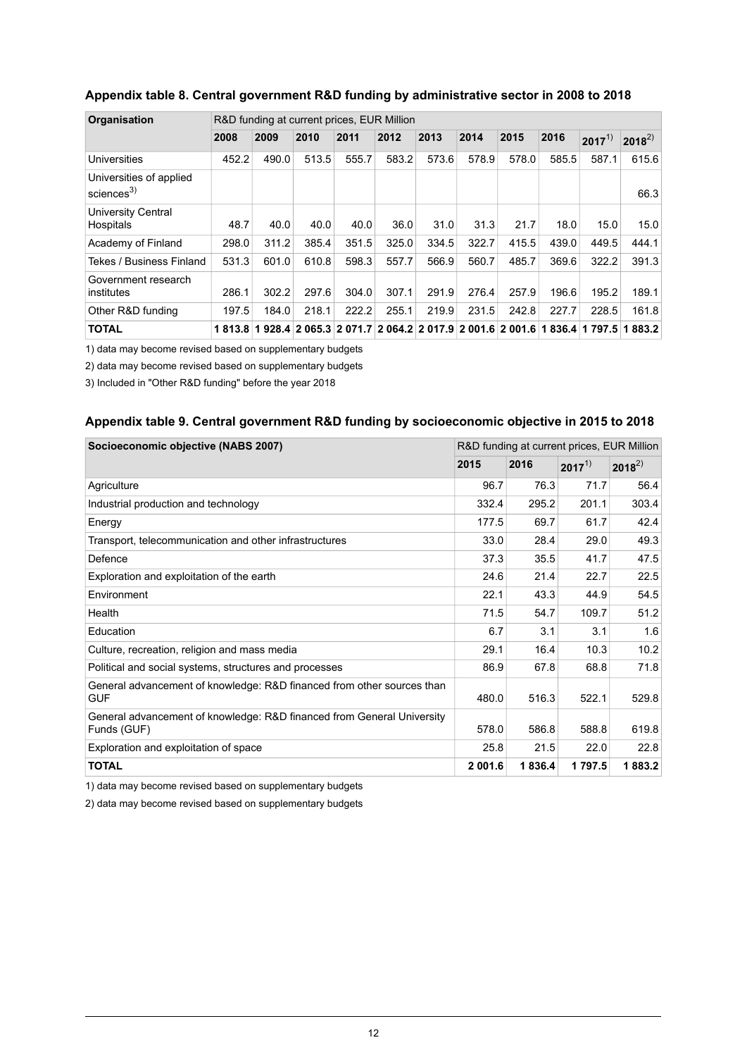### Appendix table 8. Central government R&D funding by administrative sector in 2008 to 2018

| Organisation | R&D funding at current prices, EUR Million | | | | | | | | | | |
|---|---|---|---|---|---|---|---|---|---|---|---|
| | 2008 | 2009 | 2010 | 2011 | 2012 | 2013 | 2014 | 2015 | 2016 | 2017[1)] | 2018[2)] |
| Universities | 452.2 | 490.0 | 513.5 | 555.7 | 583.2 | 573.6 | 578.9 | 578.0 | 585.5 | 587.1 | 615.6 |
| Universities of applied sciences[3)] | | | | | | | | | | | 66.3 |
| University Central Hospitals | 48.7 | 40.0 | 40.0 | 40.0 | 36.0 | 31.0 | 31.3 | 21.7 | 18.0 | 15.0 | 15.0 |
| Academy of Finland | 298.0 | 311.2 | 385.4 | 351.5 | 325.0 | 334.5 | 322.7 | 415.5 | 439.0 | 449.5 | 444.1 |
| Tekes / Business Finland | 531.3 | 601.0 | 610.8 | 598.3 | 557.7 | 566.9 | 560.7 | 485.7 | 369.6 | 322.2 | 391.3 |
| Government research institutes | 286.1 | 302.2 | 297.6 | 304.0 | 307.1 | 291.9 | 276.4 | 257.9 | 196.6 | 195.2 | 189.1 |
| Other R&D funding | 197.5 | 184.0 | 218.1 | 222.2 | 255.1 | 219.9 | 231.5 | 242.8 | 227.7 | 228.5 | 161.8 |
| **TOTAL** | **1 813.8** | **1 928.4** | **2 065.3** | **2 071.7** | **2 064.2** | **2 017.9** | **2 001.6** | **2 001.6** | **1 836.4** | **1 797.5** | **1 883.2** |

1) data may become revised based on supplementary budgets

2) data may become revised based on supplementary budgets

3) Included in "Other R&D funding" before the year 2018

### Appendix table 9. Central government R&D funding by socioeconomic objective in 2015 to 2018

| Socioeconomic objective (NABS 2007) | R&D funding at current prices, EUR Million | | | |
|---|---|---|---|---|
| | 2015 | 2016 | 2017[1)] | 2018[2)] |
| Agriculture | 96.7 | 76.3 | 71.7 | 56.4 |
| Industrial production and technology | 332.4 | 295.2 | 201.1 | 303.4 |
| Energy | 177.5 | 69.7 | 61.7 | 42.4 |
| Transport, telecommunication and other infrastructures | 33.0 | 28.4 | 29.0 | 49.3 |
| Defence | 37.3 | 35.5 | 41.7 | 47.5 |
| Exploration and exploitation of the earth | 24.6 | 21.4 | 22.7 | 22.5 |
| Environment | 22.1 | 43.3 | 44.9 | 54.5 |
| Health | 71.5 | 54.7 | 109.7 | 51.2 |
| Education | 6.7 | 3.1 | 3.1 | 1.6 |
| Culture, recreation, religion and mass media | 29.1 | 16.4 | 10.3 | 10.2 |
| Political and social systems, structures and processes | 86.9 | 67.8 | 68.8 | 71.8 |
| General advancement of knowledge: R&D financed from other sources than GUF | 480.0 | 516.3 | 522.1 | 529.8 |
| General advancement of knowledge: R&D financed from General University Funds (GUF) | 578.0 | 586.8 | 588.8 | 619.8 |
| Exploration and exploitation of space | 25.8 | 21.5 | 22.0 | 22.8 |
| **TOTAL** | **2 001.6** | **1 836.4** | **1 797.5** | **1 883.2** |

1) data may become revised based on supplementary budgets

2) data may become revised based on supplementary budgets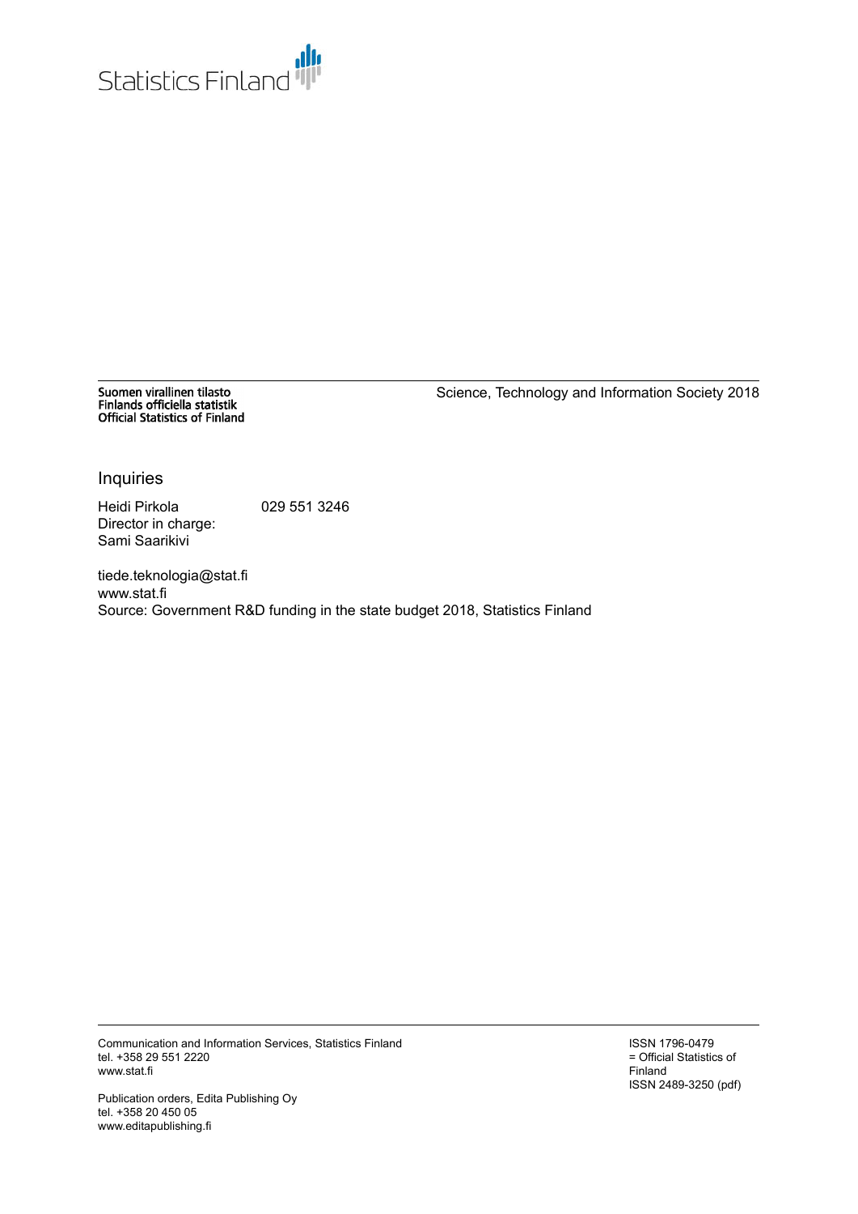Statistics Finland

Suomen virallinen tilasto
Finlands officiella statistik
Official Statistics of Finland

Science, Technology and Information Society 2018

## Inquiries

Heidi Pirkola 029 551 3246
Director in charge:
Sami Saarikivi

tiede.teknologia@stat.fi
www.stat.fi
Source: Government R&D funding in the state budget 2018, Statistics Finland

Communication and Information Services, Statistics Finland
tel. +358 29 551 2220
www.stat.fi

Publication orders, Edita Publishing Oy
tel. +358 20 450 05
www.editapublishing.fi

ISSN 1796-0479
= Official Statistics of Finland
ISSN 2489-3250 (pdf)